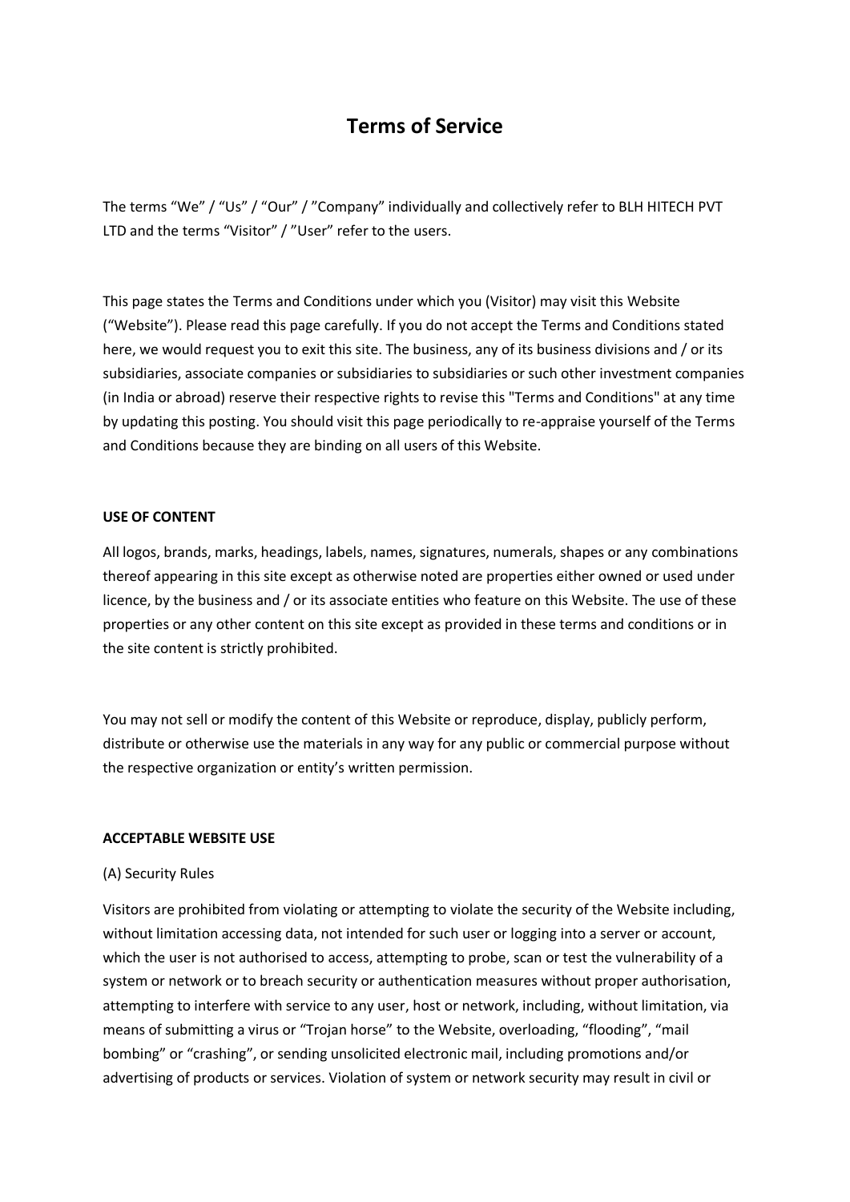# Terms of Service

The terms "We" / "Us" / "Our" / "Company" individually and collectively refer to BLH HITECH PVT LTD and the terms "Visitor" / "User" refer to the users.

This page states the Terms and Conditions under which you (Visitor) may visit this Website ("Website"). Please read this page carefully. If you do not accept the Terms and Conditions stated here, we would request you to exit this site. The business, any of its business divisions and / or its subsidiaries, associate companies or subsidiaries to subsidiaries or such other investment companies (in India or abroad) reserve their respective rights to revise this "Terms and Conditions" at any time by updating this posting. You should visit this page periodically to re-appraise yourself of the Terms and Conditions because they are binding on all users of this Website.

**USE OF CONTENT**

All logos, brands, marks, headings, labels, names, signatures, numerals, shapes or any combinations thereof appearing in this site except as otherwise noted are properties either owned or used under licence, by the business and / or its associate entities who feature on this Website. The use of these properties or any other content on this site except as provided in these terms and conditions or in the site content is strictly prohibited.

You may not sell or modify the content of this Website or reproduce, display, publicly perform, distribute or otherwise use the materials in any way for any public or commercial purpose without the respective organization or entity's written permission.

**ACCEPTABLE WEBSITE USE**

(A) Security Rules

Visitors are prohibited from violating or attempting to violate the security of the Website including, without limitation accessing data, not intended for such user or logging into a server or account, which the user is not authorised to access, attempting to probe, scan or test the vulnerability of a system or network or to breach security or authentication measures without proper authorisation, attempting to interfere with service to any user, host or network, including, without limitation, via means of submitting a virus or "Trojan horse" to the Website, overloading, "flooding", "mail bombing" or "crashing", or sending unsolicited electronic mail, including promotions and/or advertising of products or services. Violation of system or network security may result in civil or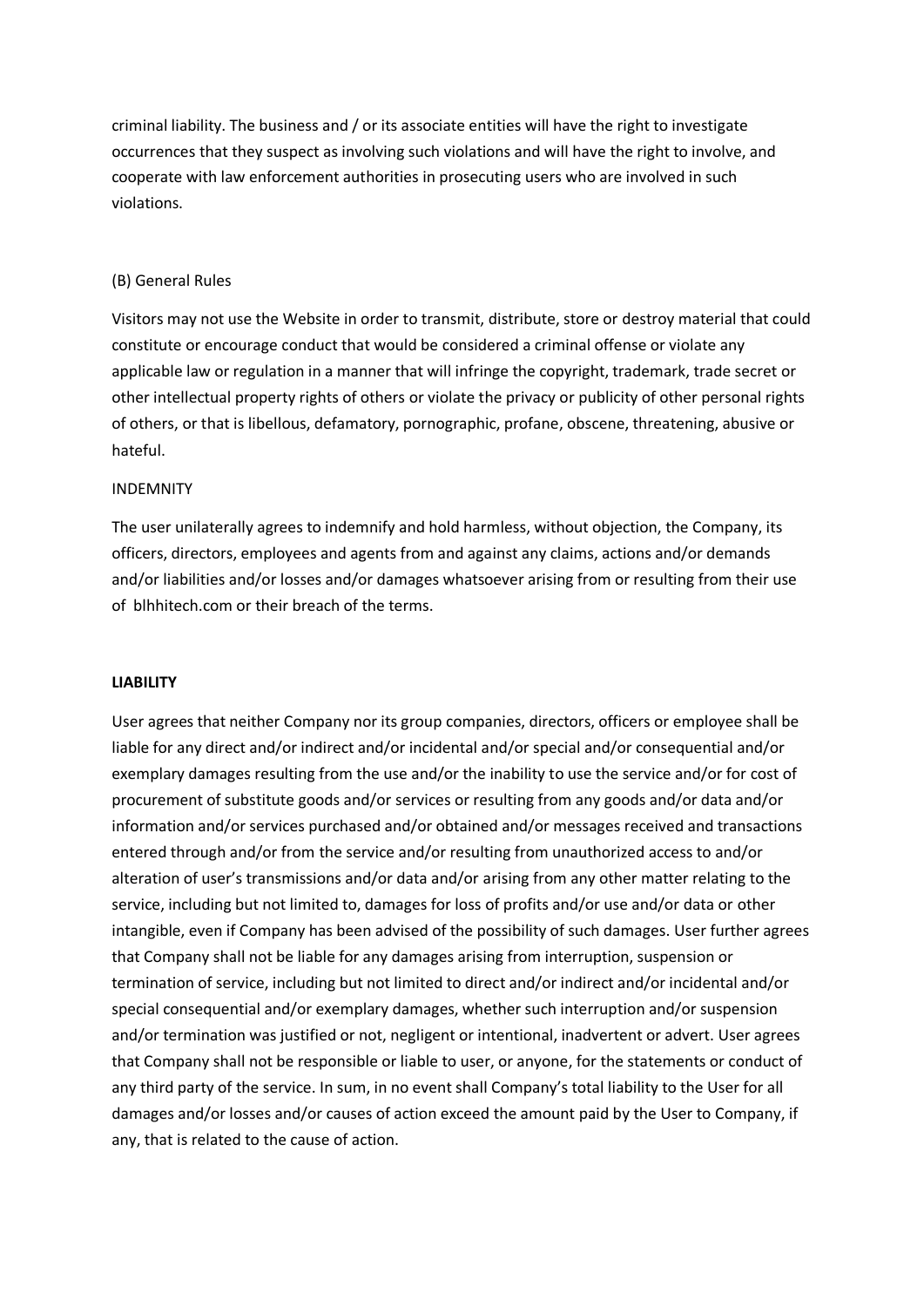criminal liability. The business and / or its associate entities will have the right to investigate occurrences that they suspect as involving such violations and will have the right to involve, and cooperate with law enforcement authorities in prosecuting users who are involved in such violations.

(B) General Rules

Visitors may not use the Website in order to transmit, distribute, store or destroy material that could constitute or encourage conduct that would be considered a criminal offense or violate any applicable law or regulation in a manner that will infringe the copyright, trademark, trade secret or other intellectual property rights of others or violate the privacy or publicity of other personal rights of others, or that is libellous, defamatory, pornographic, profane, obscene, threatening, abusive or hateful.

INDEMNITY

The user unilaterally agrees to indemnify and hold harmless, without objection, the Company, its officers, directors, employees and agents from and against any claims, actions and/or demands and/or liabilities and/or losses and/or damages whatsoever arising from or resulting from their use of blhhitech.com or their breach of the terms.

**LIABILITY**

User agrees that neither Company nor its group companies, directors, officers or employee shall be liable for any direct and/or indirect and/or incidental and/or special and/or consequential and/or exemplary damages resulting from the use and/or the inability to use the service and/or for cost of procurement of substitute goods and/or services or resulting from any goods and/or data and/or information and/or services purchased and/or obtained and/or messages received and transactions entered through and/or from the service and/or resulting from unauthorized access to and/or alteration of user's transmissions and/or data and/or arising from any other matter relating to the service, including but not limited to, damages for loss of profits and/or use and/or data or other intangible, even if Company has been advised of the possibility of such damages. User further agrees that Company shall not be liable for any damages arising from interruption, suspension or termination of service, including but not limited to direct and/or indirect and/or incidental and/or special consequential and/or exemplary damages, whether such interruption and/or suspension and/or termination was justified or not, negligent or intentional, inadvertent or advert. User agrees that Company shall not be responsible or liable to user, or anyone, for the statements or conduct of any third party of the service. In sum, in no event shall Company's total liability to the User for all damages and/or losses and/or causes of action exceed the amount paid by the User to Company, if any, that is related to the cause of action.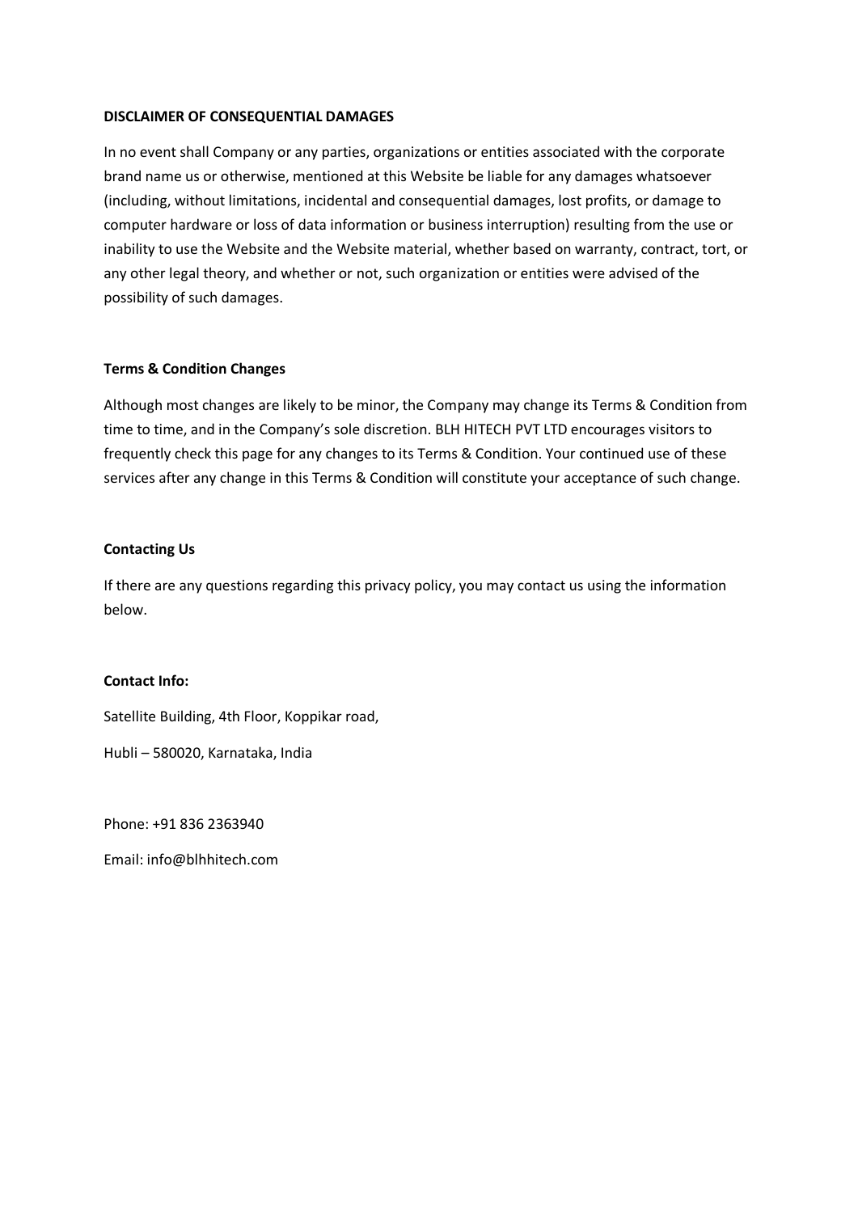**DISCLAIMER OF CONSEQUENTIAL DAMAGES**

In no event shall Company or any parties, organizations or entities associated with the corporate brand name us or otherwise, mentioned at this Website be liable for any damages whatsoever (including, without limitations, incidental and consequential damages, lost profits, or damage to computer hardware or loss of data information or business interruption) resulting from the use or inability to use the Website and the Website material, whether based on warranty, contract, tort, or any other legal theory, and whether or not, such organization or entities were advised of the possibility of such damages.

**Terms & Condition Changes**

Although most changes are likely to be minor, the Company may change its Terms & Condition from time to time, and in the Company's sole discretion. BLH HITECH PVT LTD encourages visitors to frequently check this page for any changes to its Terms & Condition. Your continued use of these services after any change in this Terms & Condition will constitute your acceptance of such change.

**Contacting Us**

If there are any questions regarding this privacy policy, you may contact us using the information below.

**Contact Info:**

Satellite Building, 4th Floor, Koppikar road,

Hubli – 580020, Karnataka, India

Phone: +91 836 2363940

Email: info@blhhitech.com